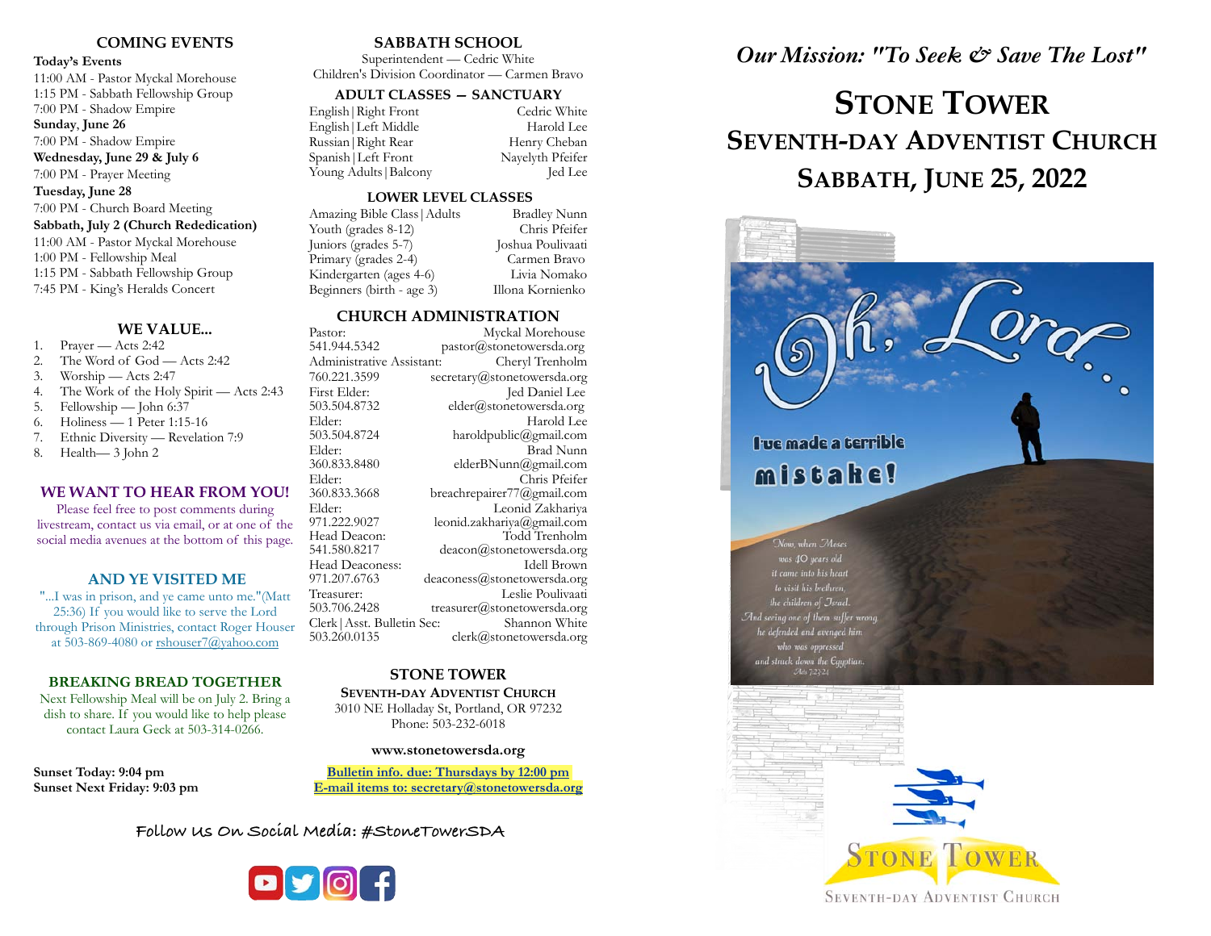## COMING EVENTS

**Today's Events**
11:00 AM - Pastor Myckal Morehouse
1:15 PM - Sabbath Fellowship Group
7:00 PM - Shadow Empire

**Sunday, June 26**
7:00 PM - Shadow Empire

**Wednesday, June 29 & July 6**
7:00 PM - Prayer Meeting

**Tuesday, June 28**
7:00 PM - Church Board Meeting

**Sabbath, July 2 (Church Rededication)**
11:00 AM - Pastor Myckal Morehouse
1:00 PM - Fellowship Meal
1:15 PM - Sabbath Fellowship Group
7:45 PM - King's Heralds Concert

## WE VALUE...

1. Prayer — Acts 2:42
2. The Word of God — Acts 2:42
3. Worship — Acts 2:47
4. The Work of the Holy Spirit — Acts 2:43
5. Fellowship — John 6:37
6. Holiness — 1 Peter 1:15-16
7. Ethnic Diversity — Revelation 7:9
8. Health— 3 John 2

## WE WANT TO HEAR FROM YOU!

Please feel free to post comments during livestream, contact us via email, or at one of the social media avenues at the bottom of this page.

## AND YE VISITED ME

"...I was in prison, and ye came unto me."(Matt 25:36) If you would like to serve the Lord through Prison Ministries, contact Roger Houser at 503-869-4080 or rshouser7@yahoo.com

## BREAKING BREAD TOGETHER

Next Fellowship Meal will be on July 2. Bring a dish to share. If you would like to help please contact Laura Geck at 503-314-0266.

**Sunset Today: 9:04 pm**
**Sunset Next Friday: 9:03 pm**

## SABBATH SCHOOL

Superintendent — Cedric White
Children's Division Coordinator — Carmen Bravo

### ADULT CLASSES – SANCTUARY

| Class | Teacher |
|---|---|
| English \| Right Front | Cedric White |
| English \| Left Middle | Harold Lee |
| Russian \| Right Rear | Henry Cheban |
| Spanish \| Left Front | Nayelyth Pfeifer |
| Young Adults \| Balcony | Jed Lee |

### LOWER LEVEL CLASSES

| Class | Teacher |
|---|---|
| Amazing Bible Class \| Adults | Bradley Nunn |
| Youth (grades 8-12) | Chris Pfeifer |
| Juniors (grades 5-7) | Joshua Poulivaati |
| Primary (grades 2-4) | Carmen Bravo |
| Kindergarten (ages 4-6) | Livia Nomako |
| Beginners (birth - age 3) | Illona Kornienko |

## CHURCH ADMINISTRATION

| Role | Name / Contact |
|---|---|
| Pastor: | Myckal Morehouse |
| 541.944.5342 | pastor@stonetowersda.org |
| Administrative Assistant: | Cheryl Trenholm |
| 760.221.3599 | secretary@stonetowersda.org |
| First Elder: | Jed Daniel Lee |
| 503.504.8732 | elder@stonetowersda.org |
| Elder: | Harold Lee |
| 503.504.8724 | haroldpublic@gmail.com |
| Elder: | Brad Nunn |
| 360.833.8480 | elderBNunn@gmail.com |
| Elder: | Chris Pfeifer |
| 360.833.3668 | breachrepairer77@gmail.com |
| Elder: | Leonid Zakhariya |
| 971.222.9027 | leonid.zakhariya@gmail.com |
| Head Deacon: | Todd Trenholm |
| 541.580.8217 | deacon@stonetowersda.org |
| Head Deaconess: | Idell Brown |
| 971.207.6763 | deaconess@stonetowersda.org |
| Treasurer: | Leslie Poulivaati |
| 503.706.2428 | treasurer@stonetowersda.org |
| Clerk \| Asst. Bulletin Sec: | Shannon White |
| 503.260.0135 | clerk@stonetowersda.org |

**STONE TOWER**
**SEVENTH-DAY ADVENTIST CHURCH**
3010 NE Holladay St, Portland, OR 97232
Phone: 503-232-6018

**www.stonetowersda.org**

**Bulletin info. due: Thursdays by 12:00 pm**
**E-mail items to: secretary@stonetowersda.org**

**Follow Us On Social Media: #StoneTowerSDA**

*Our Mission: "To Seek & Save The Lost"*

# STONE TOWER SEVENTH-DAY ADVENTIST CHURCH
# SABBATH, JUNE 25, 2022

Oh, Lord...

I've made a terrible mistake!

Now, when Moses was 40 years old it came into his heart to visit his brethren, the children of Israel. And seeing one of them suffer wrong he defended and avenged him who was oppressed and struck down the Egyptian.
Acts 7:23-24

STONE TOWER
SEVENTH-DAY ADVENTIST CHURCH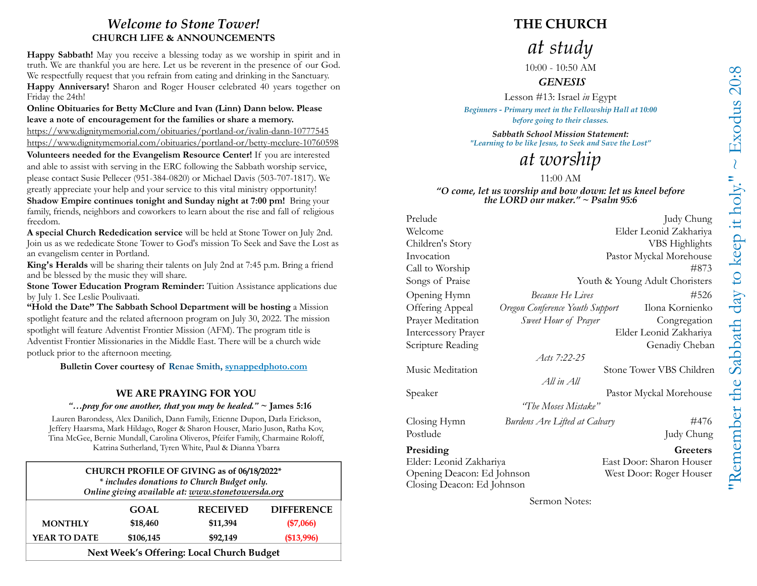## *Welcome to Stone Tower!*

### CHURCH LIFE & ANNOUNCEMENTS

**Happy Sabbath!** May you receive a blessing today as we worship in spirit and in truth. We are thankful you are here. Let us be reverent in the presence of our God. We respectfully request that you refrain from eating and drinking in the Sanctuary.

**Happy Anniversary!** Sharon and Roger Houser celebrated 40 years together on Friday the 24th!

**Online Obituaries for Betty McClure and Ivan (Linn) Dann below. Please leave a note of encouragement for the families or share a memory.**

https://www.dignitymemorial.com/obituaries/portland-or/ivalin-dann-10777545

https://www.dignitymemorial.com/obituaries/portland-or/betty-mcclure-10760598

**Volunteers needed for the Evangelism Resource Center!** If you are interested and able to assist with serving in the ERC following the Sabbath worship service, please contact Susie Pellecer (951-384-0820) or Michael Davis (503-707-1817). We greatly appreciate your help and your service to this vital ministry opportunity!

**Shadow Empire continues tonight and Sunday night at 7:00 pm!** Bring your family, friends, neighbors and coworkers to learn about the rise and fall of religious freedom.

**A special Church Rededication service** will be held at Stone Tower on July 2nd. Join us as we rededicate Stone Tower to God's mission To Seek and Save the Lost as an evangelism center in Portland.

**King's Heralds** will be sharing their talents on July 2nd at 7:45 p.m. Bring a friend and be blessed by the music they will share.

**Stone Tower Education Program Reminder:** Tuition Assistance applications due by July 1. See Leslie Poulivaati.

**"Hold the Date" The Sabbath School Department will be hosting** a Mission spotlight feature and the related afternoon program on July 30, 2022. The mission spotlight will feature Adventist Frontier Mission (AFM). The program title is Adventist Frontier Missionaries in the Middle East. There will be a church wide potluck prior to the afternoon meeting.

**Bulletin Cover courtesy of Renae Smith, synappedphoto.com**

### WE ARE PRAYING FOR YOU

***"…pray for one another, that you may be healed." ~* James 5:16**

Lauren Barondess, Alex Danilich, Dann Family, Etienne Dupon, Darla Erickson, Jeffery Haarsma, Mark Hildago, Roger & Sharon Houser, Mario Juson, Ratha Kov, Tina McGee, Bernie Mundall, Carolina Oliveros, Pfeifer Family, Charmaine Roloff, Katrina Sutherland, Tyren White, Paul & Dianna Ybarra

**CHURCH PROFILE OF GIVING as of 06/18/2022***

*\* includes donations to Church Budget only.*

*Online giving available at: www.stonetowersda.org*

| | GOAL | RECEIVED | DIFFERENCE |
|---|---|---|---|
| MONTHLY | $18,460 | $11,394 | ($7,066) |
| YEAR TO DATE | $106,145 | $92,149 | ($13,996) |

**Next Week's Offering: Local Church Budget**

## THE CHURCH

## *at study*

10:00 - 10:50 AM

***GENESIS***

Lesson #13: Israel *in* Egypt

***Beginners - Primary meet in the Fellowship Hall at 10:00 before going to their classes.***

***Sabbath School Mission Statement:***
***"Learning to be like Jesus, to Seek and Save the Lost"***

## *at worship*

11:00 AM

***"O come, let us worship and bow down: let us kneel before the LORD our maker." ~ Psalm 95:6***

| | | |
|---|---|---|
| Prelude | | Judy Chung |
| Welcome | | Elder Leonid Zakhariya |
| Children's Story | | VBS Highlights |
| Invocation | | Pastor Myckal Morehouse |
| Call to Worship | | #873 |
| Songs of Praise | | Youth & Young Adult Choristers |
| Opening Hymn | *Because He Lives* | #526 |
| Offering Appeal | *Oregon Conference Youth Support* | Ilona Kornienko |
| Prayer Meditation | *Sweet Hour of Prayer* | Congregation |
| Intercessory Prayer | | Elder Leonid Zakhariya |
| Scripture Reading | *Acts 7:22-25* | Genadiy Cheban |
| Music Meditation | *All in All* | Stone Tower VBS Children |
| Speaker | *"The Moses Mistake"* | Pastor Myckal Morehouse |
| Closing Hymn | *Burdens Are Lifted at Calvary* | #476 |
| Postlude | | Judy Chung |

**Presiding**
Elder: Leonid Zakhariya
Opening Deacon: Ed Johnson
Closing Deacon: Ed Johnson

**Greeters**
East Door: Sharon Houser
West Door: Roger Houser

Sermon Notes:

"Remember the Sabbath day to keep it holy." ~ Exodus 20:8